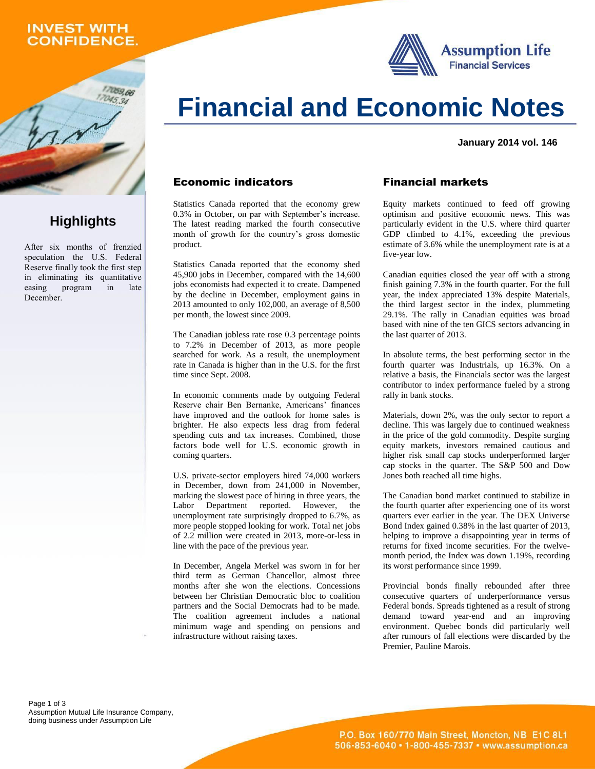INVEST WITH CONFIDENCE.

Assumption Life
Financial Services

# Financial and Economic Notes

**January 2014 vol. 146**

## Highlights

After six months of frenzied speculation the U.S. Federal Reserve finally took the first step in eliminating its quantitative easing program in late December.

## Economic indicators

Statistics Canada reported that the economy grew 0.3% in October, on par with September's increase. The latest reading marked the fourth consecutive month of growth for the country's gross domestic product.

Statistics Canada reported that the economy shed 45,900 jobs in December, compared with the 14,600 jobs economists had expected it to create. Dampened by the decline in December, employment gains in 2013 amounted to only 102,000, an average of 8,500 per month, the lowest since 2009.

The Canadian jobless rate rose 0.3 percentage points to 7.2% in December of 2013, as more people searched for work. As a result, the unemployment rate in Canada is higher than in the U.S. for the first time since Sept. 2008.

In economic comments made by outgoing Federal Reserve chair Ben Bernanke, Americans' finances have improved and the outlook for home sales is brighter. He also expects less drag from federal spending cuts and tax increases. Combined, those factors bode well for U.S. economic growth in coming quarters.

U.S. private-sector employers hired 74,000 workers in December, down from 241,000 in November, marking the slowest pace of hiring in three years, the Labor Department reported. However, the unemployment rate surprisingly dropped to 6.7%, as more people stopped looking for work. Total net jobs of 2.2 million were created in 2013, more-or-less in line with the pace of the previous year.

In December, Angela Merkel was sworn in for her third term as German Chancellor, almost three months after she won the elections. Concessions between her Christian Democratic bloc to coalition partners and the Social Democrats had to be made. The coalition agreement includes a national minimum wage and spending on pensions and infrastructure without raising taxes.

## Financial markets

Equity markets continued to feed off growing optimism and positive economic news. This was particularly evident in the U.S. where third quarter GDP climbed to 4.1%, exceeding the previous estimate of 3.6% while the unemployment rate is at a five-year low.

Canadian equities closed the year off with a strong finish gaining 7.3% in the fourth quarter. For the full year, the index appreciated 13% despite Materials, the third largest sector in the index, plummeting 29.1%. The rally in Canadian equities was broad based with nine of the ten GICS sectors advancing in the last quarter of 2013.

In absolute terms, the best performing sector in the fourth quarter was Industrials, up 16.3%. On a relative a basis, the Financials sector was the largest contributor to index performance fueled by a strong rally in bank stocks.

Materials, down 2%, was the only sector to report a decline. This was largely due to continued weakness in the price of the gold commodity. Despite surging equity markets, investors remained cautious and higher risk small cap stocks underperformed larger cap stocks in the quarter. The S&P 500 and Dow Jones both reached all time highs.

The Canadian bond market continued to stabilize in the fourth quarter after experiencing one of its worst quarters ever earlier in the year. The DEX Universe Bond Index gained 0.38% in the last quarter of 2013, helping to improve a disappointing year in terms of returns for fixed income securities. For the twelve-month period, the Index was down 1.19%, recording its worst performance since 1999.

Provincial bonds finally rebounded after three consecutive quarters of underperformance versus Federal bonds. Spreads tightened as a result of strong demand toward year-end and an improving environment. Quebec bonds did particularly well after rumours of fall elections were discarded by the Premier, Pauline Marois.

Assumption Mutual Life Insurance Company, doing business under Assumption Life

P.O. Box 160/770 Main Street, Moncton, NB E1C 8L1
506-853-6040 • 1-800-455-7337 • www.assumption.ca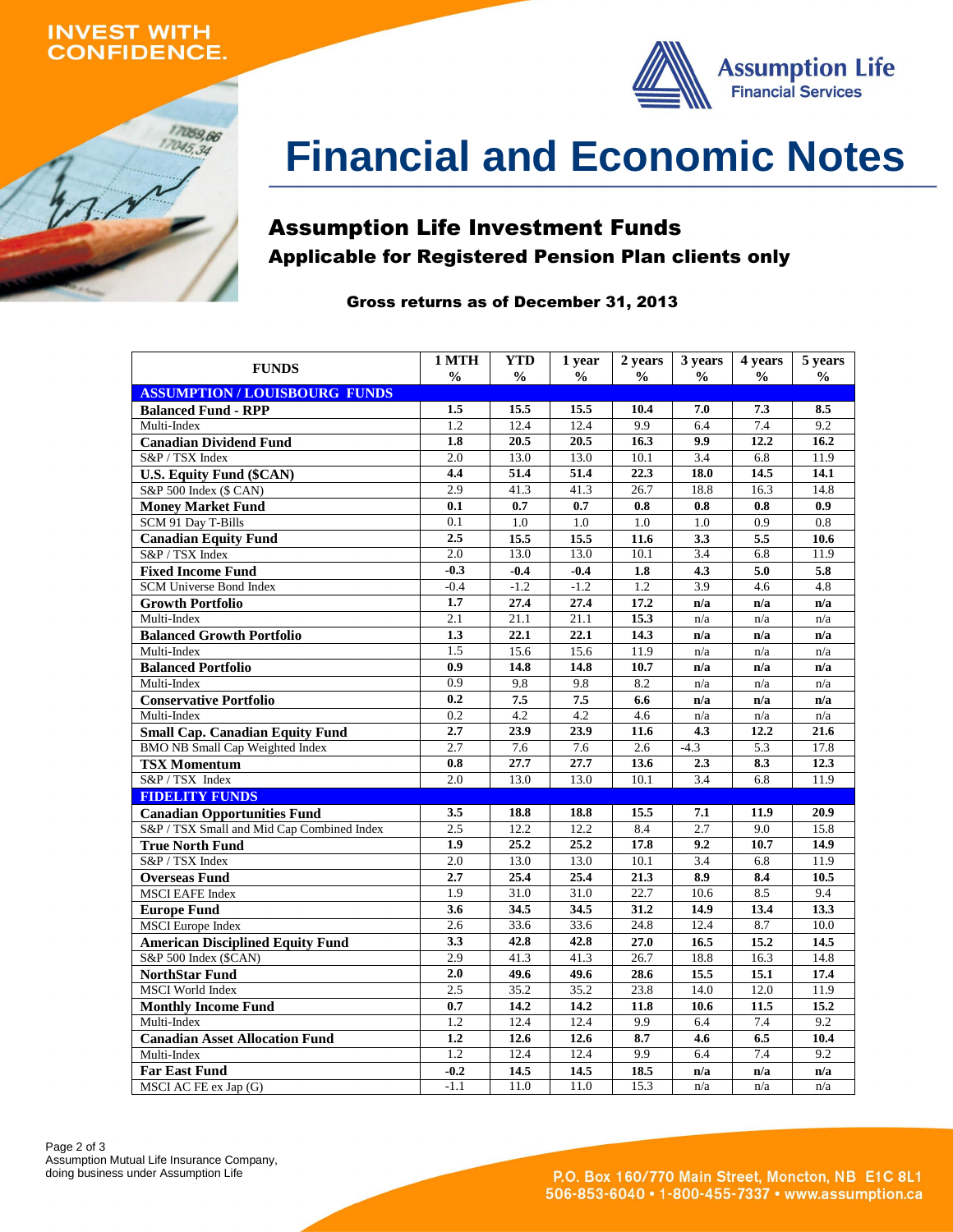INVEST WITH CONFIDENCE.

Assumption Life Financial Services

# Financial and Economic Notes

## Assumption Life Investment Funds

### Applicable for Registered Pension Plan clients only

**Gross returns as of December 31, 2013**

| FUNDS | 1 MTH % | YTD % | 1 year % | 2 years % | 3 years % | 4 years % | 5 years % |
|---|---|---|---|---|---|---|---|
| **ASSUMPTION / LOUISBOURG FUNDS** | | | | | | | |
| **Balanced Fund - RPP** | **1.5** | **15.5** | **15.5** | **10.4** | **7.0** | **7.3** | **8.5** |
| Multi-Index | 1.2 | 12.4 | 12.4 | 9.9 | 6.4 | 7.4 | 9.2 |
| **Canadian Dividend Fund** | **1.8** | **20.5** | **20.5** | **16.3** | **9.9** | **12.2** | **16.2** |
| S&P / TSX Index | 2.0 | 13.0 | 13.0 | 10.1 | 3.4 | 6.8 | 11.9 |
| **U.S. Equity Fund ($CAN)** | **4.4** | **51.4** | **51.4** | **22.3** | **18.0** | **14.5** | **14.1** |
| S&P 500 Index ($ CAN) | 2.9 | 41.3 | 41.3 | 26.7 | 18.8 | 16.3 | 14.8 |
| **Money Market Fund** | **0.1** | **0.7** | **0.7** | **0.8** | **0.8** | **0.8** | **0.9** |
| SCM 91 Day T-Bills | 0.1 | 1.0 | 1.0 | 1.0 | 1.0 | 0.9 | 0.8 |
| **Canadian Equity Fund** | **2.5** | **15.5** | **15.5** | **11.6** | **3.3** | **5.5** | **10.6** |
| S&P / TSX Index | 2.0 | 13.0 | 13.0 | 10.1 | 3.4 | 6.8 | 11.9 |
| **Fixed Income Fund** | **-0.3** | **-0.4** | **-0.4** | **1.8** | **4.3** | **5.0** | **5.8** |
| SCM Universe Bond Index | -0.4 | -1.2 | -1.2 | 1.2 | 3.9 | 4.6 | 4.8 |
| **Growth Portfolio** | **1.7** | **27.4** | **27.4** | **17.2** | **n/a** | **n/a** | **n/a** |
| Multi-Index | 2.1 | 21.1 | 21.1 | 15.3 | n/a | n/a | n/a |
| **Balanced Growth Portfolio** | **1.3** | **22.1** | **22.1** | **14.3** | **n/a** | **n/a** | **n/a** |
| Multi-Index | 1.5 | 15.6 | 15.6 | 11.9 | n/a | n/a | n/a |
| **Balanced Portfolio** | **0.9** | **14.8** | **14.8** | **10.7** | **n/a** | **n/a** | **n/a** |
| Multi-Index | 0.9 | 9.8 | 9.8 | 8.2 | n/a | n/a | n/a |
| **Conservative Portfolio** | **0.2** | **7.5** | **7.5** | **6.6** | **n/a** | **n/a** | **n/a** |
| Multi-Index | 0.2 | 4.2 | 4.2 | 4.6 | n/a | n/a | n/a |
| **Small Cap. Canadian Equity Fund** | **2.7** | **23.9** | **23.9** | **11.6** | **4.3** | **12.2** | **21.6** |
| BMO NB Small Cap Weighted Index | 2.7 | 7.6 | 7.6 | 2.6 | -4.3 | 5.3 | 17.8 |
| **TSX Momentum** | **0.8** | **27.7** | **27.7** | **13.6** | **2.3** | **8.3** | **12.3** |
| S&P / TSX Index | 2.0 | 13.0 | 13.0 | 10.1 | 3.4 | 6.8 | 11.9 |
| **FIDELITY FUNDS** | | | | | | | |
| **Canadian Opportunities Fund** | **3.5** | **18.8** | **18.8** | **15.5** | **7.1** | **11.9** | **20.9** |
| S&P / TSX Small and Mid Cap Combined Index | 2.5 | 12.2 | 12.2 | 8.4 | 2.7 | 9.0 | 15.8 |
| **True North Fund** | **1.9** | **25.2** | **25.2** | **17.8** | **9.2** | **10.7** | **14.9** |
| S&P / TSX Index | 2.0 | 13.0 | 13.0 | 10.1 | 3.4 | 6.8 | 11.9 |
| **Overseas Fund** | **2.7** | **25.4** | **25.4** | **21.3** | **8.9** | **8.4** | **10.5** |
| MSCI EAFE Index | 1.9 | 31.0 | 31.0 | 22.7 | 10.6 | 8.5 | 9.4 |
| **Europe Fund** | **3.6** | **34.5** | **34.5** | **31.2** | **14.9** | **13.4** | **13.3** |
| MSCI Europe Index | 2.6 | 33.6 | 33.6 | 24.8 | 12.4 | 8.7 | 10.0 |
| **American Disciplined Equity Fund** | **3.3** | **42.8** | **42.8** | **27.0** | **16.5** | **15.2** | **14.5** |
| S&P 500 Index ($CAN) | 2.9 | 41.3 | 41.3 | 26.7 | 18.8 | 16.3 | 14.8 |
| **NorthStar Fund** | **2.0** | **49.6** | **49.6** | **28.6** | **15.5** | **15.1** | **17.4** |
| MSCI World Index | 2.5 | 35.2 | 35.2 | 23.8 | 14.0 | 12.0 | 11.9 |
| **Monthly Income Fund** | **0.7** | **14.2** | **14.2** | **11.8** | **10.6** | **11.5** | **15.2** |
| Multi-Index | 1.2 | 12.4 | 12.4 | 9.9 | 6.4 | 7.4 | 9.2 |
| **Canadian Asset Allocation Fund** | **1.2** | **12.6** | **12.6** | **8.7** | **4.6** | **6.5** | **10.4** |
| Multi-Index | 1.2 | 12.4 | 12.4 | 9.9 | 6.4 | 7.4 | 9.2 |
| **Far East Fund** | **-0.2** | **14.5** | **14.5** | **18.5** | **n/a** | **n/a** | **n/a** |
| MSCI AC FE ex Jap (G) | -1.1 | 11.0 | 11.0 | 15.3 | n/a | n/a | n/a |

Assumption Mutual Life Insurance Company, doing business under Assumption Life

P.O. Box 160/770 Main Street, Moncton, NB E1C 8L1
506-853-6040 • 1-800-455-7337 • www.assumption.ca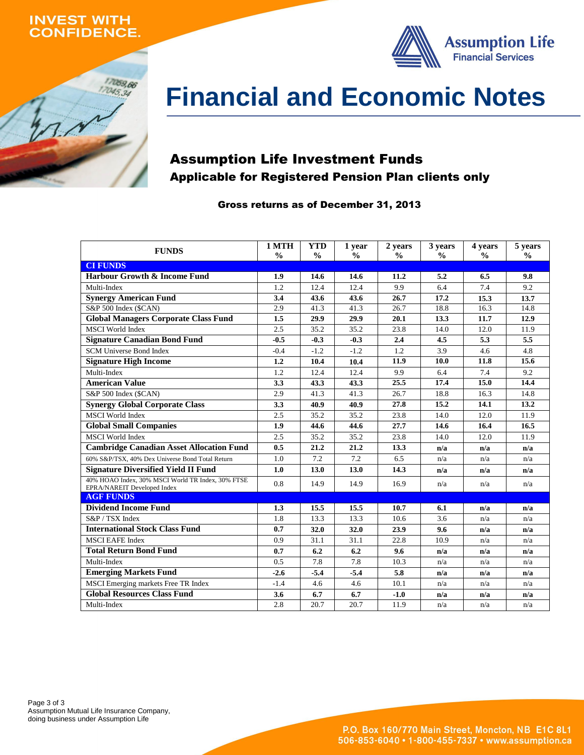INVEST WITH CONFIDENCE.

Assumption Life Financial Services

# Financial and Economic Notes

## Assumption Life Investment Funds

### Applicable for Registered Pension Plan clients only

**Gross returns as of December 31, 2013**

| FUNDS | 1 MTH % | YTD % | 1 year % | 2 years % | 3 years % | 4 years % | 5 years % |
|---|---|---|---|---|---|---|---|
| **CI FUNDS** | | | | | | | |
| **Harbour Growth & Income Fund** | **1.9** | **14.6** | **14.6** | **11.2** | **5.2** | **6.5** | **9.8** |
| Multi-Index | 1.2 | 12.4 | 12.4 | 9.9 | 6.4 | 7.4 | 9.2 |
| **Synergy American Fund** | **3.4** | **43.6** | **43.6** | **26.7** | **17.2** | **15.3** | **13.7** |
| S&P 500 Index ($CAN) | 2.9 | 41.3 | 41.3 | 26.7 | 18.8 | 16.3 | 14.8 |
| **Global Managers Corporate Class Fund** | **1.5** | **29.9** | **29.9** | **20.1** | **13.3** | **11.7** | **12.9** |
| MSCI World Index | 2.5 | 35.2 | 35.2 | 23.8 | 14.0 | 12.0 | 11.9 |
| **Signature Canadian Bond Fund** | **-0.5** | **-0.3** | **-0.3** | **2.4** | **4.5** | **5.3** | **5.5** |
| SCM Universe Bond Index | -0.4 | -1.2 | -1.2 | 1.2 | 3.9 | 4.6 | 4.8 |
| **Signature High Income** | **1.2** | **10.4** | **10.4** | **11.9** | **10.0** | **11.8** | **15.6** |
| Multi-Index | 1.2 | 12.4 | 12.4 | 9.9 | 6.4 | 7.4 | 9.2 |
| **American Value** | **3.3** | **43.3** | **43.3** | **25.5** | **17.4** | **15.0** | **14.4** |
| S&P 500 Index ($CAN) | 2.9 | 41.3 | 41.3 | 26.7 | 18.8 | 16.3 | 14.8 |
| **Synergy Global Corporate Class** | **3.3** | **40.9** | **40.9** | **27.8** | **15.2** | **14.1** | **13.2** |
| MSCI World Index | 2.5 | 35.2 | 35.2 | 23.8 | 14.0 | 12.0 | 11.9 |
| **Global Small Companies** | **1.9** | **44.6** | **44.6** | **27.7** | **14.6** | **16.4** | **16.5** |
| MSCI World Index | 2.5 | 35.2 | 35.2 | 23.8 | 14.0 | 12.0 | 11.9 |
| **Cambridge Canadian Asset Allocation Fund** | **0.5** | **21.2** | **21.2** | **13.3** | **n/a** | **n/a** | **n/a** |
| 60% S&P/TSX, 40% Dex Universe Bond Total Return | 1.0 | 7.2 | 7.2 | 6.5 | n/a | n/a | n/a |
| **Signature Diversified Yield II Fund** | **1.0** | **13.0** | **13.0** | **14.3** | **n/a** | **n/a** | **n/a** |
| 40% HOAO Index, 30% MSCI World TR Index, 30% FTSE EPRA/NAREIT Developed Index | 0.8 | 14.9 | 14.9 | 16.9 | n/a | n/a | n/a |
| **AGF FUNDS** | | | | | | | |
| **Dividend Income Fund** | **1.3** | **15.5** | **15.5** | **10.7** | **6.1** | **n/a** | **n/a** |
| S&P / TSX Index | 1.8 | 13.3 | 13.3 | 10.6 | 3.6 | n/a | n/a |
| **International Stock Class Fund** | **0.7** | **32.0** | **32.0** | **23.9** | **9.6** | **n/a** | **n/a** |
| MSCI EAFE Index | 0.9 | 31.1 | 31.1 | 22.8 | 10.9 | n/a | n/a |
| **Total Return Bond Fund** | **0.7** | **6.2** | **6.2** | **9.6** | **n/a** | **n/a** | **n/a** |
| Multi-Index | 0.5 | 7.8 | 7.8 | 10.3 | n/a | n/a | n/a |
| **Emerging Markets Fund** | **-2.6** | **-5.4** | **-5.4** | **5.8** | **n/a** | **n/a** | **n/a** |
| MSCI Emerging markets Free TR Index | -1.4 | 4.6 | 4.6 | 10.1 | n/a | n/a | n/a |
| **Global Resources Class Fund** | **3.6** | **6.7** | **6.7** | **-1.0** | **n/a** | **n/a** | **n/a** |
| Multi-Index | 2.8 | 20.7 | 20.7 | 11.9 | n/a | n/a | n/a |

Assumption Mutual Life Insurance Company, doing business under Assumption Life

P.O. Box 160/770 Main Street, Moncton, NB E1C 8L1
506-853-6040 • 1-800-455-7337 • www.assumption.ca